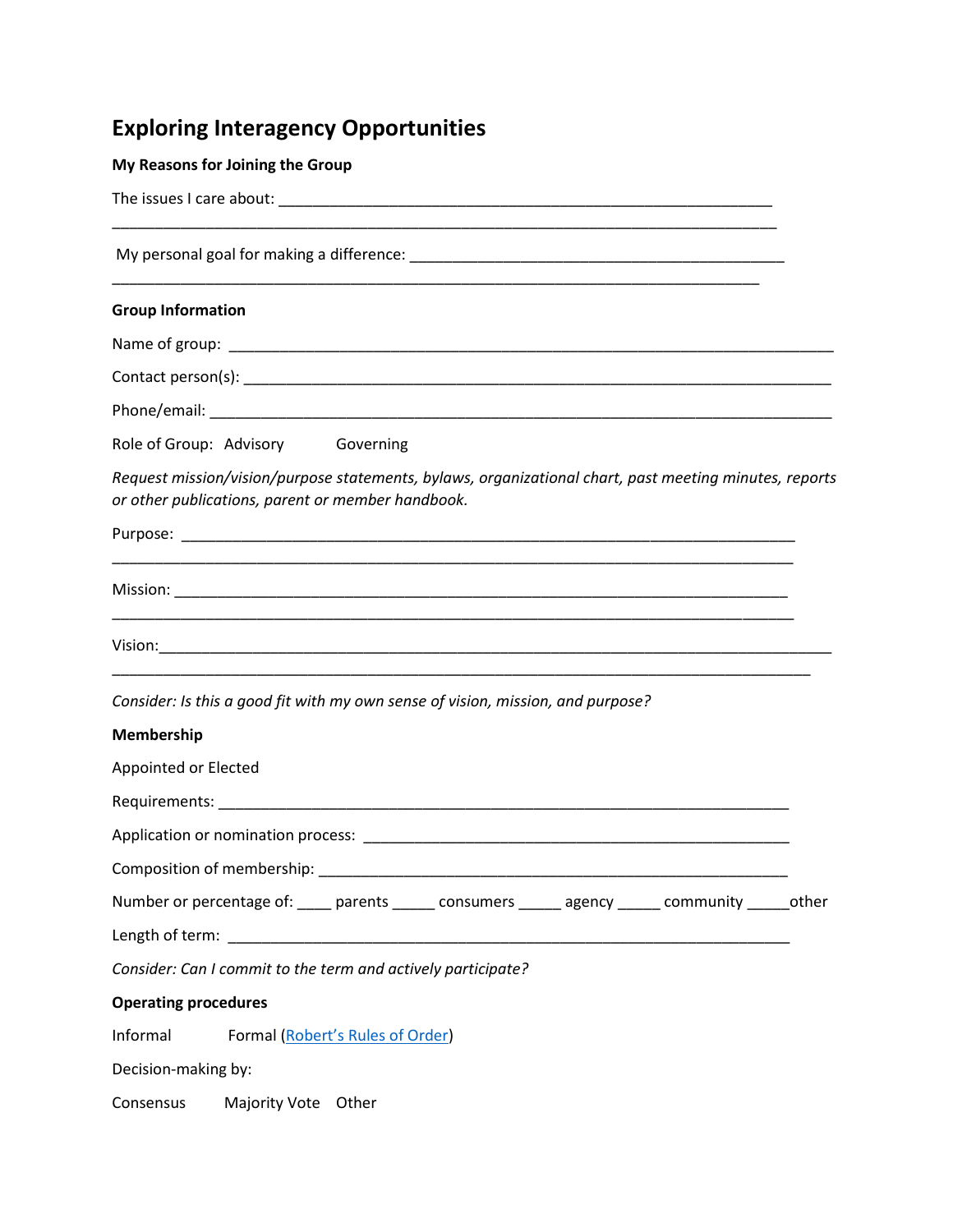# Exploring Interagency Opportunities

**My Reasons for Joining the Group**

The issues I care about: ____________________________________________________________
_________________________________________________________________________________

My personal goal for making a difference: _____________________________________________
________________________________________________________________________________

**Group Information**

Name of group: ____________________________________________________________________

Contact person(s): __________________________________________________________________

Phone/email: ______________________________________________________________________

Role of Group: Advisory    Governing

*Request mission/vision/purpose statements, bylaws, organizational chart, past meeting minutes, reports or other publications, parent or member handbook.*

Purpose: ___________________________________________________________________________
_________________________________________________________________________________

Mission: ___________________________________________________________________________
_________________________________________________________________________________

Vision:____________________________________________________________________________
_________________________________________________________________________________

*Consider: Is this a good fit with my own sense of vision, mission, and purpose?*

**Membership**

Appointed or Elected

Requirements: ______________________________________________________________________

Application or nomination process: ____________________________________________________

Composition of membership: __________________________________________________________

Number or percentage of: ____ parents _____ consumers _____ agency _____ community _____other

Length of term: ______________________________________________________________________

*Consider: Can I commit to the term and actively participate?*

**Operating procedures**

Informal    Formal (Robert's Rules of Order)

Decision-making by:

Consensus    Majority Vote    Other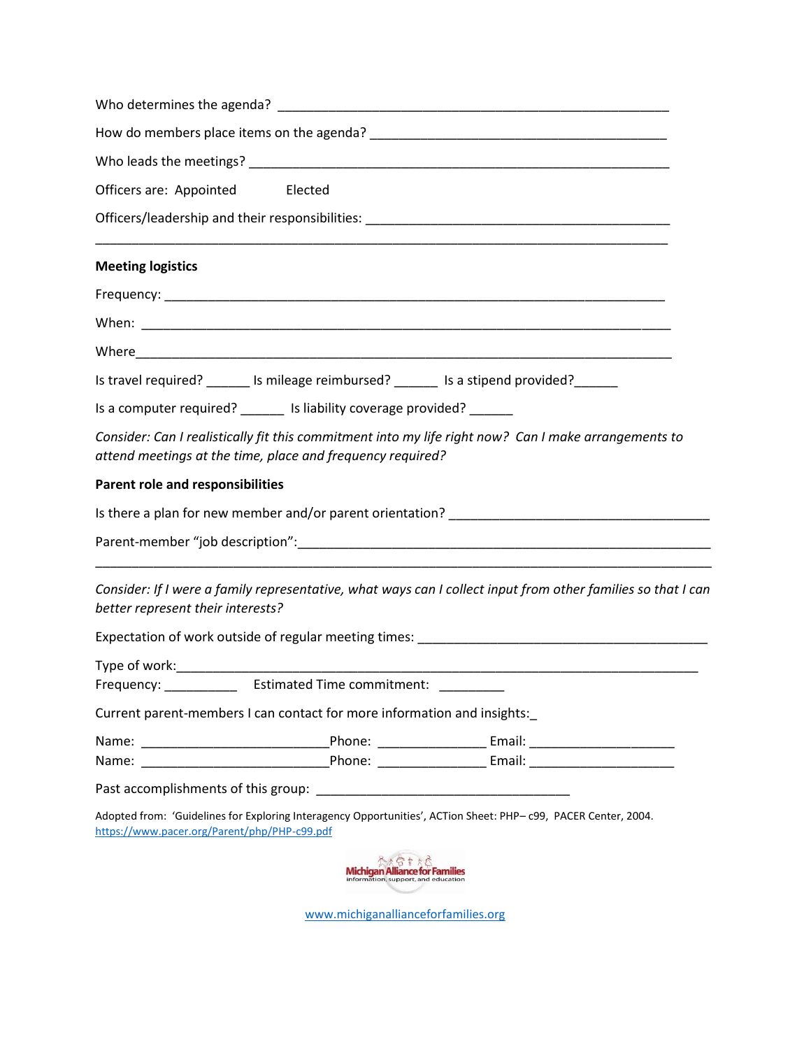Who determines the agenda? ________________________________________________________

How do members place items on the agenda? ___________________________________________

Who leads the meetings? ______________________________________________________________

Officers are: Appointed Elected

Officers/leadership and their responsibilities: __________________________________________

______________________________________________________________________________

**Meeting logistics**

Frequency: _________________________________________________________________________

When: _____________________________________________________________________________

Where______________________________________________________________________________

Is travel required? ______ Is mileage reimbursed? ______ Is a stipend provided?______

Is a computer required? ______ Is liability coverage provided? ______

*Consider: Can I realistically fit this commitment into my life right now? Can I make arrangements to attend meetings at the time, place and frequency required?*

**Parent role and responsibilities**

Is there a plan for new member and/or parent orientation? ____________________________________

Parent-member "job description":___________________________________________________________

_________________________________________________________________________________________

*Consider: If I were a family representative, what ways can I collect input from other families so that I can better represent their interests?*

Expectation of work outside of regular meeting times: ________________________________________

Type of work:_____________________________________________________________________________

Frequency: __________ Estimated Time commitment: _________

Current parent-members I can contact for more information and insights:_

Name: __________________________Phone: _______________ Email: ____________________

Name: __________________________Phone: _______________ Email: ____________________

Past accomplishments of this group: ___________________________________

Adopted from: 'Guidelines for Exploring Interagency Opportunities', ACTion Sheet: PHP– c99, PACER Center, 2004. https://www.pacer.org/Parent/php/PHP-c99.pdf

Michigan Alliance for Families
information, support, and education

www.michiganallianceforfamilies.org